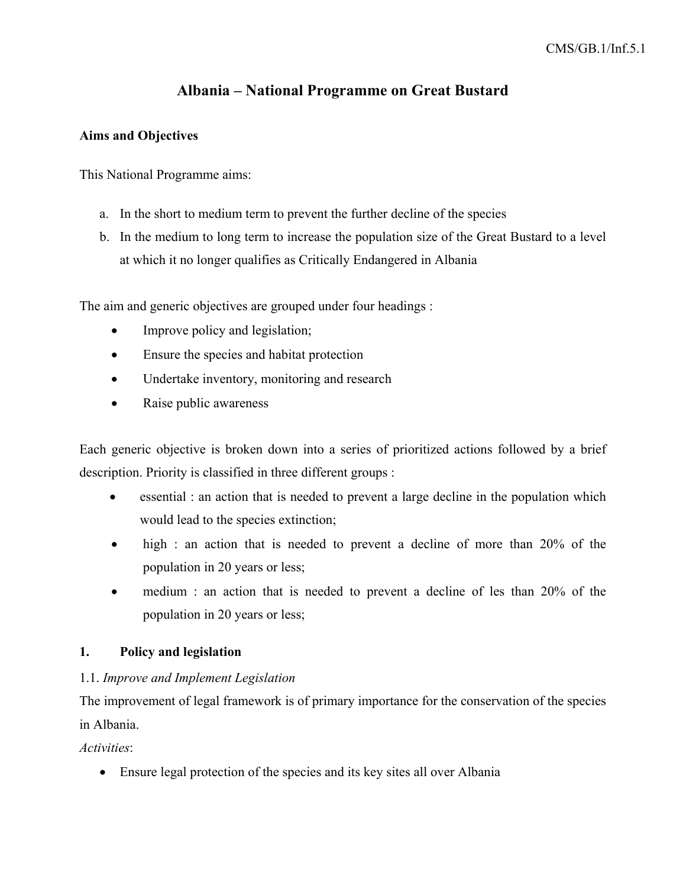CMS/GB.1/Inf.5.1

# Albania – National Programme on Great Bustard

**Aims and Objectives**

This National Programme aims:

a. In the short to medium term to prevent the further decline of the species
b. In the medium to long term to increase the population size of the Great Bustard to a level at which it no longer qualifies as Critically Endangered in Albania

The aim and generic objectives are grouped under four headings :

- Improve policy and legislation;
- Ensure the species and habitat protection
- Undertake inventory, monitoring and research
- Raise public awareness

Each generic objective is broken down into a series of prioritized actions followed by a brief description. Priority is classified in three different groups :

- essential : an action that is needed to prevent a large decline in the population which would lead to the species extinction;
- high : an action that is needed to prevent a decline of more than 20% of the population in 20 years or less;
- medium : an action that is needed to prevent a decline of les than 20% of the population in 20 years or less;

## 1. Policy and legislation

1.1. *Improve and Implement Legislation*

The improvement of legal framework is of primary importance for the conservation of the species in Albania.

*Activities*:

- Ensure legal protection of the species and its key sites all over Albania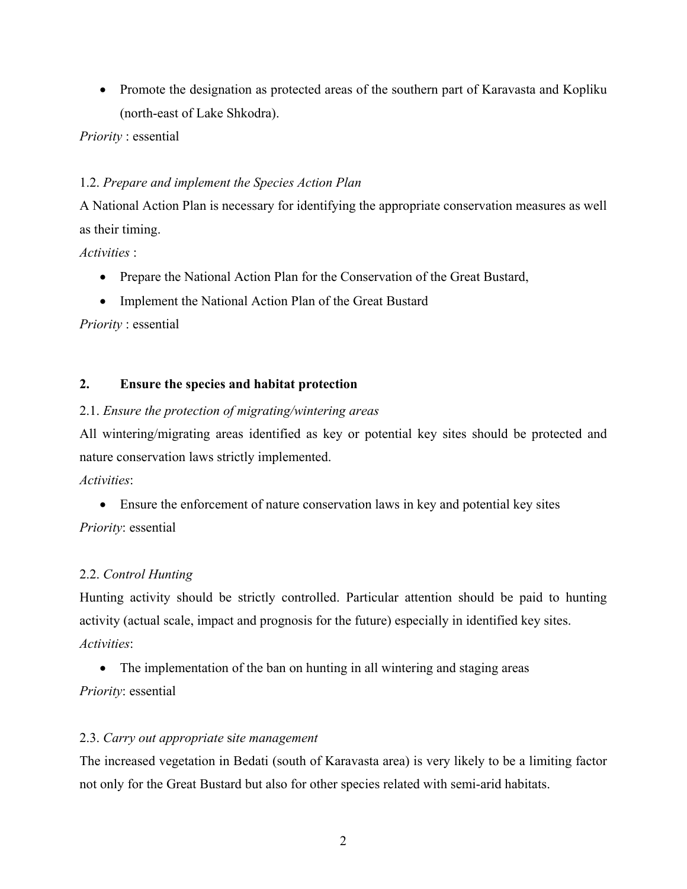- Promote the designation as protected areas of the southern part of Karavasta and Kopliku (north-east of Lake Shkodra).

*Priority* : essential

1.2. *Prepare and implement the Species Action Plan*

A National Action Plan is necessary for identifying the appropriate conservation measures as well as their timing.

*Activities* :

- Prepare the National Action Plan for the Conservation of the Great Bustard,
- Implement the National Action Plan of the Great Bustard

*Priority* : essential

## 2. Ensure the species and habitat protection

2.1. *Ensure the protection of migrating/wintering areas*

All wintering/migrating areas identified as key or potential key sites should be protected and nature conservation laws strictly implemented.

*Activities*:

- Ensure the enforcement of nature conservation laws in key and potential key sites

*Priority*: essential

2.2. *Control Hunting*

Hunting activity should be strictly controlled. Particular attention should be paid to hunting activity (actual scale, impact and prognosis for the future) especially in identified key sites.

*Activities*:

- The implementation of the ban on hunting in all wintering and staging areas

*Priority*: essential

2.3. *Carry out appropriate* site management

The increased vegetation in Bedati (south of Karavasta area) is very likely to be a limiting factor not only for the Great Bustard but also for other species related with semi-arid habitats.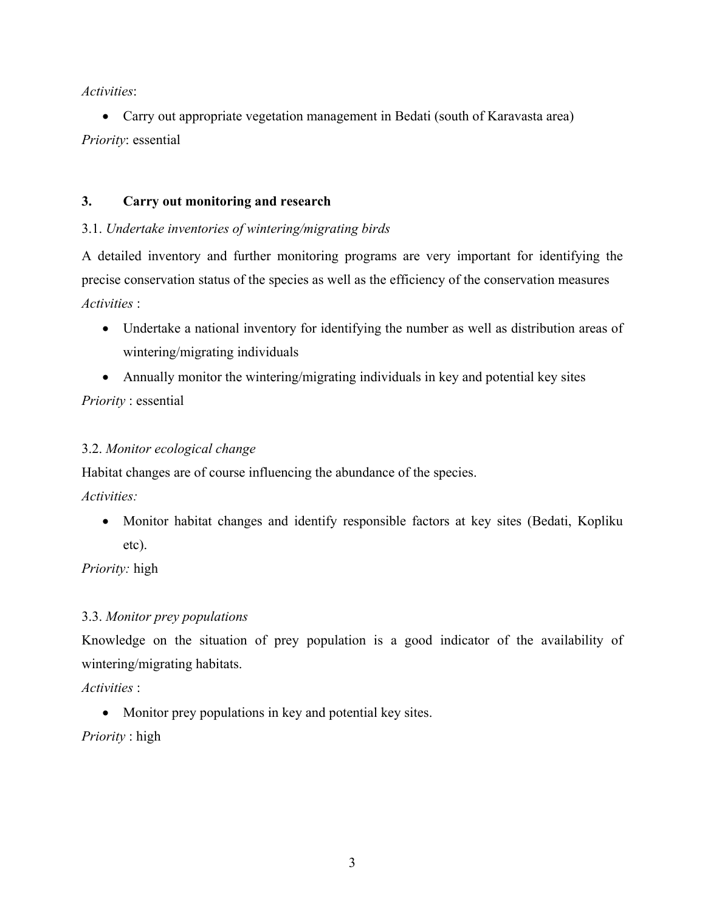*Activities*:

- Carry out appropriate vegetation management in Bedati (south of Karavasta area)

*Priority*: essential

## 3. Carry out monitoring and research

3.1. *Undertake inventories of wintering/migrating birds*

A detailed inventory and further monitoring programs are very important for identifying the precise conservation status of the species as well as the efficiency of the conservation measures

*Activities* :

- Undertake a national inventory for identifying the number as well as distribution areas of wintering/migrating individuals
- Annually monitor the wintering/migrating individuals in key and potential key sites

*Priority* : essential

3.2. *Monitor ecological change*

Habitat changes are of course influencing the abundance of the species.

*Activities:*

- Monitor habitat changes and identify responsible factors at key sites (Bedati, Kopliku etc).

*Priority:* high

3.3. *Monitor prey populations*

Knowledge on the situation of prey population is a good indicator of the availability of wintering/migrating habitats.

*Activities* :

- Monitor prey populations in key and potential key sites.

*Priority* : high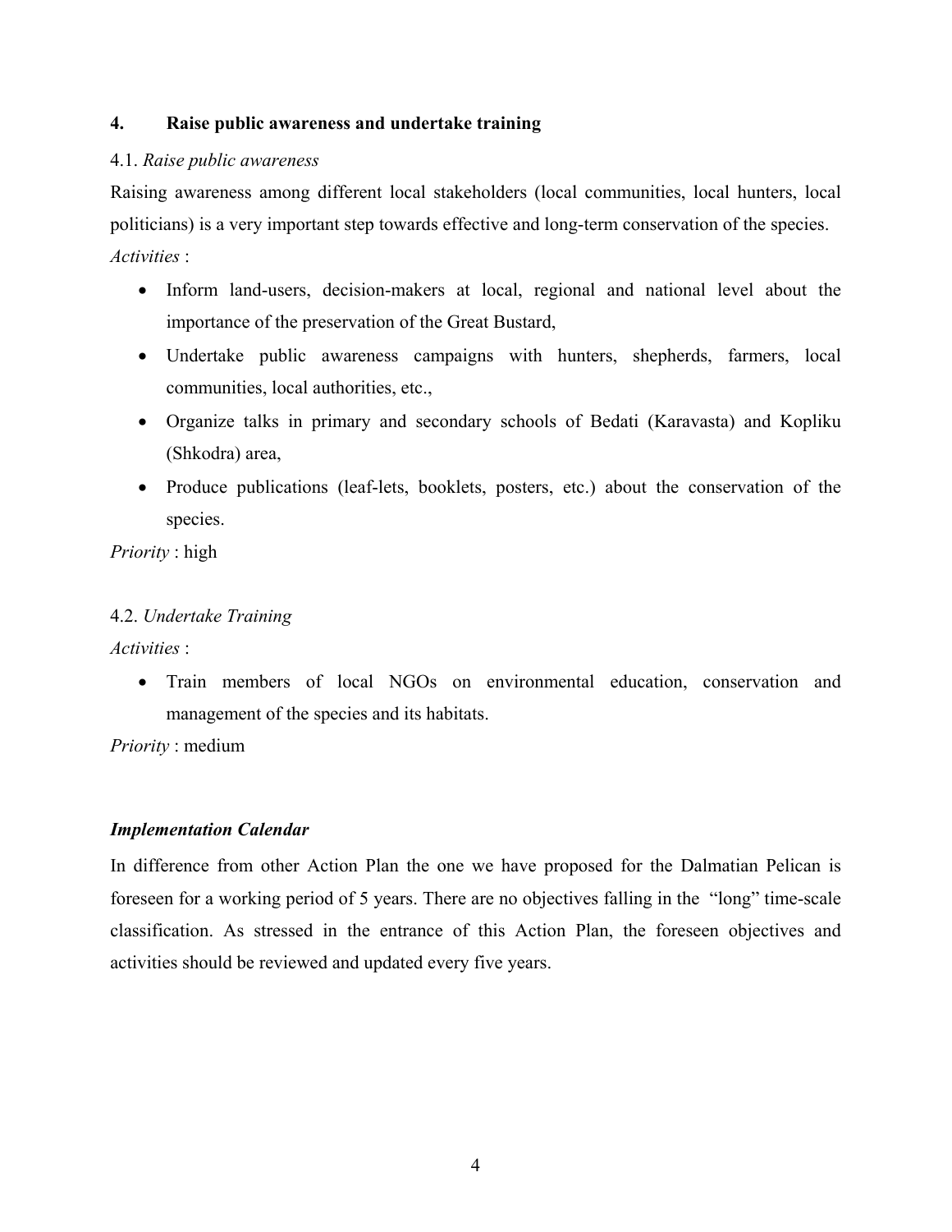## 4. Raise public awareness and undertake training

4.1. *Raise public awareness*

Raising awareness among different local stakeholders (local communities, local hunters, local politicians) is a very important step towards effective and long-term conservation of the species.

*Activities* :

- Inform land-users, decision-makers at local, regional and national level about the importance of the preservation of the Great Bustard,
- Undertake public awareness campaigns with hunters, shepherds, farmers, local communities, local authorities, etc.,
- Organize talks in primary and secondary schools of Bedati (Karavasta) and Kopliku (Shkodra) area,
- Produce publications (leaf-lets, booklets, posters, etc.) about the conservation of the species.

*Priority* : high

4.2. *Undertake Training*

*Activities* :

- Train members of local NGOs on environmental education, conservation and management of the species and its habitats.

*Priority* : medium

### *Implementation Calendar*

In difference from other Action Plan the one we have proposed for the Dalmatian Pelican is foreseen for a working period of 5 years. There are no objectives falling in the "long" time-scale classification. As stressed in the entrance of this Action Plan, the foreseen objectives and activities should be reviewed and updated every five years.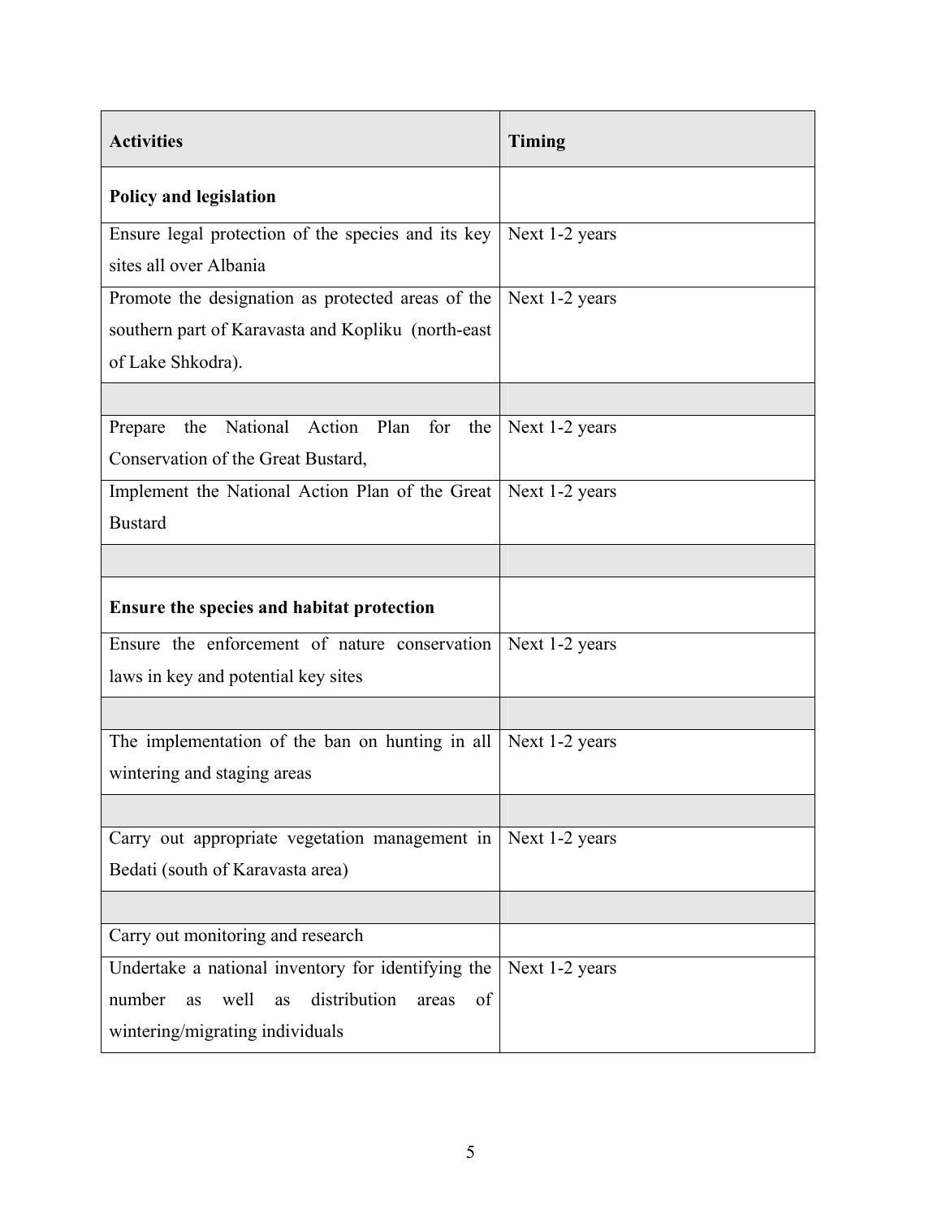| Activities | Timing |
|---|---|
| **Policy and legislation** | |
| Ensure legal protection of the species and its key sites all over Albania | Next 1-2 years |
| Promote the designation as protected areas of the southern part of Karavasta and Kopliku (north-east of Lake Shkodra). | Next 1-2 years |
| | |
| Prepare the National Action Plan for the Conservation of the Great Bustard, | Next 1-2 years |
| Implement the National Action Plan of the Great Bustard | Next 1-2 years |
| | |
| **Ensure the species and habitat protection** | |
| Ensure the enforcement of nature conservation laws in key and potential key sites | Next 1-2 years |
| | |
| The implementation of the ban on hunting in all wintering and staging areas | Next 1-2 years |
| | |
| Carry out appropriate vegetation management in Bedati (south of Karavasta area) | Next 1-2 years |
| | |
| Carry out monitoring and research | |
| Undertake a national inventory for identifying the number as well as distribution areas of wintering/migrating individuals | Next 1-2 years |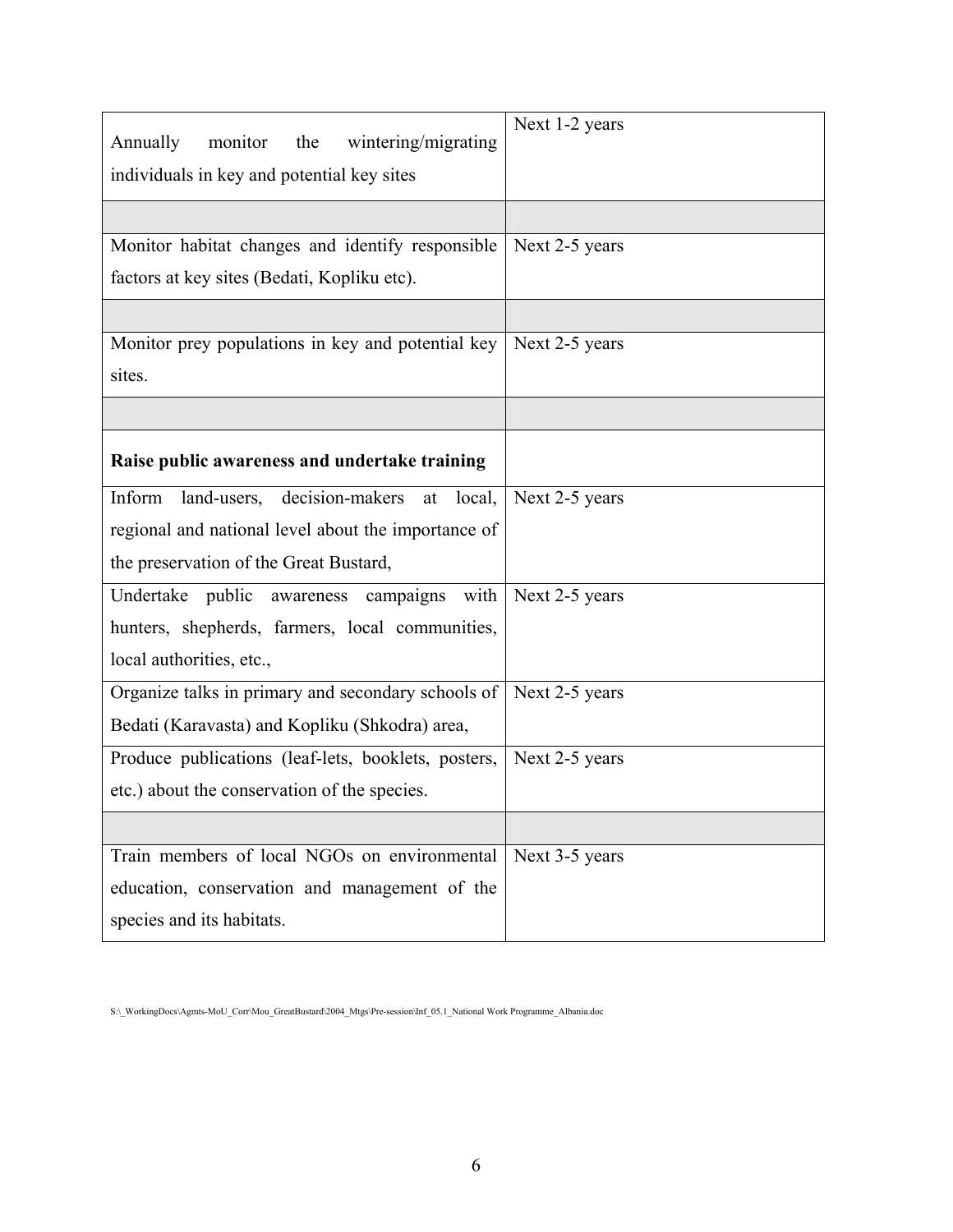| | |
|---|---|
| Annually monitor the wintering/migrating individuals in key and potential key sites | Next 1-2 years |
| | |
| Monitor habitat changes and identify responsible factors at key sites (Bedati, Kopliku etc). | Next 2-5 years |
| | |
| Monitor prey populations in key and potential key sites. | Next 2-5 years |
| | |
| **Raise public awareness and undertake training** | |
| Inform land-users, decision-makers at local, regional and national level about the importance of the preservation of the Great Bustard, | Next 2-5 years |
| Undertake public awareness campaigns with hunters, shepherds, farmers, local communities, local authorities, etc., | Next 2-5 years |
| Organize talks in primary and secondary schools of Bedati (Karavasta) and Kopliku (Shkodra) area, | Next 2-5 years |
| Produce publications (leaf-lets, booklets, posters, etc.) about the conservation of the species. | Next 2-5 years |
| | |
| Train members of local NGOs on environmental education, conservation and management of the species and its habitats. | Next 3-5 years |

S:\_WorkingDocs\Agmts-MoU_Corr\Mou_GreatBustard\2004_Mtgs\Pre-session\Inf_05.1_National Work Programme_Albania.doc